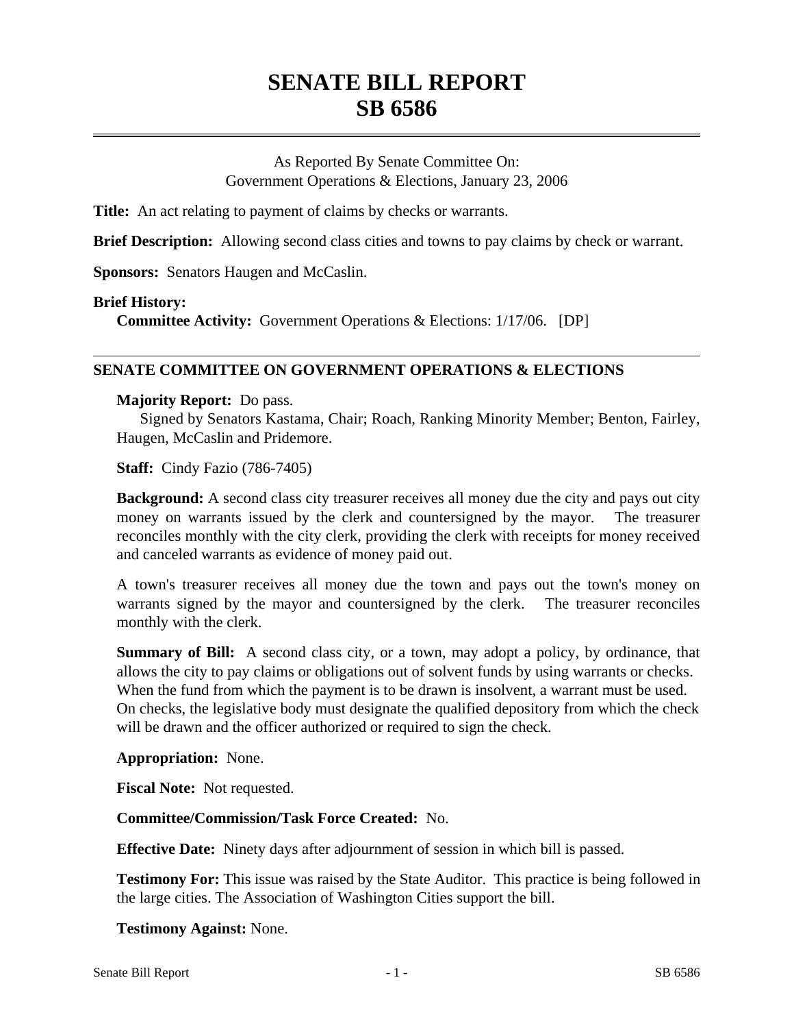# SENATE BILL REPORT
# SB 6586

As Reported By Senate Committee On:
Government Operations & Elections, January 23, 2006

**Title:** An act relating to payment of claims by checks or warrants.

**Brief Description:** Allowing second class cities and towns to pay claims by check or warrant.

**Sponsors:** Senators Haugen and McCaslin.

**Brief History:**
**Committee Activity:** Government Operations & Elections: 1/17/06. [DP]

---

## SENATE COMMITTEE ON GOVERNMENT OPERATIONS & ELECTIONS

**Majority Report:** Do pass.
Signed by Senators Kastama, Chair; Roach, Ranking Minority Member; Benton, Fairley, Haugen, McCaslin and Pridemore.

**Staff:** Cindy Fazio (786-7405)

**Background:** A second class city treasurer receives all money due the city and pays out city money on warrants issued by the clerk and countersigned by the mayor. The treasurer reconciles monthly with the city clerk, providing the clerk with receipts for money received and canceled warrants as evidence of money paid out.

A town's treasurer receives all money due the town and pays out the town's money on warrants signed by the mayor and countersigned by the clerk. The treasurer reconciles monthly with the clerk.

**Summary of Bill:** A second class city, or a town, may adopt a policy, by ordinance, that allows the city to pay claims or obligations out of solvent funds by using warrants or checks. When the fund from which the payment is to be drawn is insolvent, a warrant must be used. On checks, the legislative body must designate the qualified depository from which the check will be drawn and the officer authorized or required to sign the check.

**Appropriation:** None.

**Fiscal Note:** Not requested.

**Committee/Commission/Task Force Created:** No.

**Effective Date:** Ninety days after adjournment of session in which bill is passed.

**Testimony For:** This issue was raised by the State Auditor. This practice is being followed in the large cities. The Association of Washington Cities support the bill.

**Testimony Against:** None.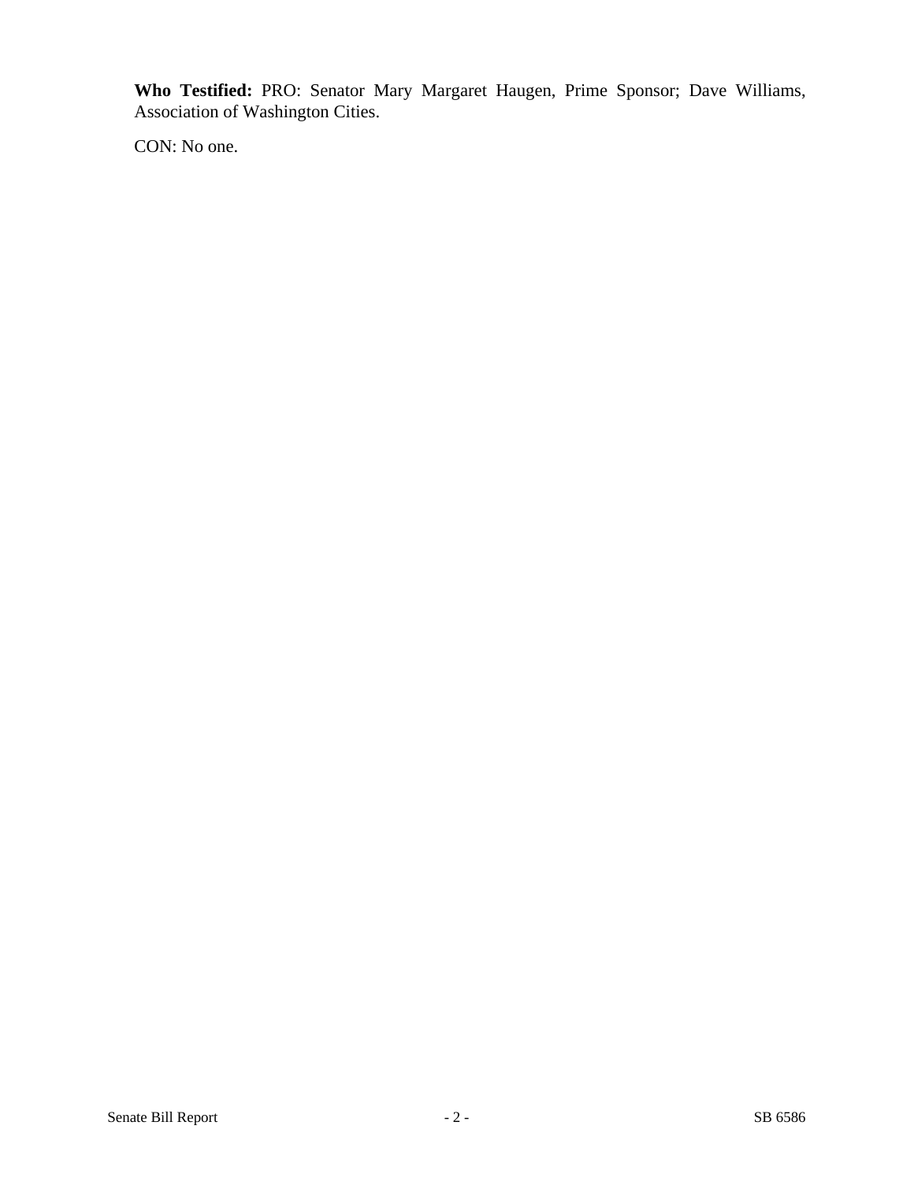**Who Testified:** PRO: Senator Mary Margaret Haugen, Prime Sponsor; Dave Williams, Association of Washington Cities.

CON: No one.